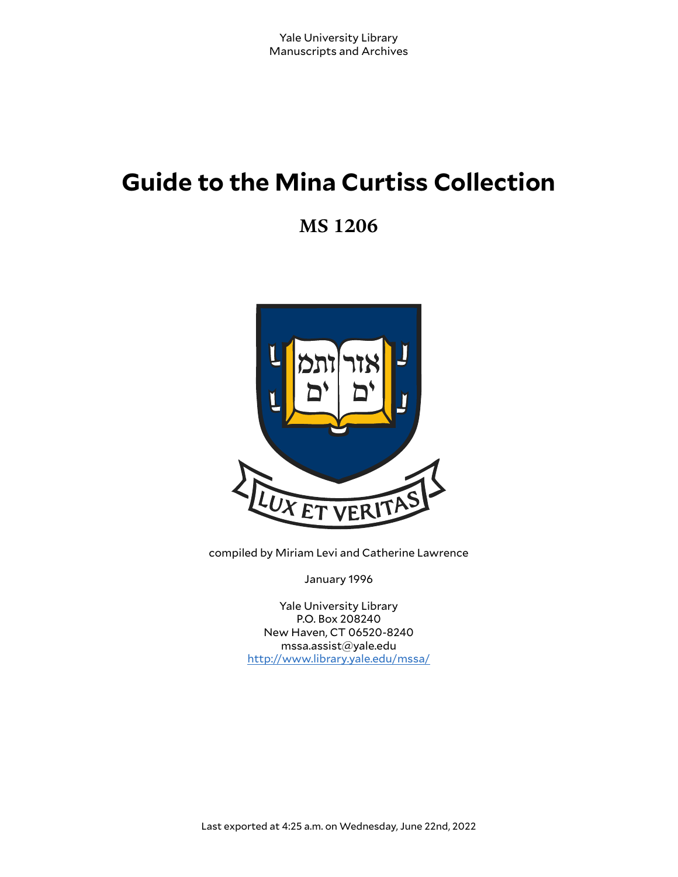Yale University Library
Manuscripts and Archives

# Guide to the Mina Curtiss Collection

## MS 1206

compiled by Miriam Levi and Catherine Lawrence

January 1996

Yale University Library
P.O. Box 208240
New Haven, CT 06520-8240
mssa.assist@yale.edu
http://www.library.yale.edu/mssa/

Last exported at 4:25 a.m. on Wednesday, June 22nd, 2022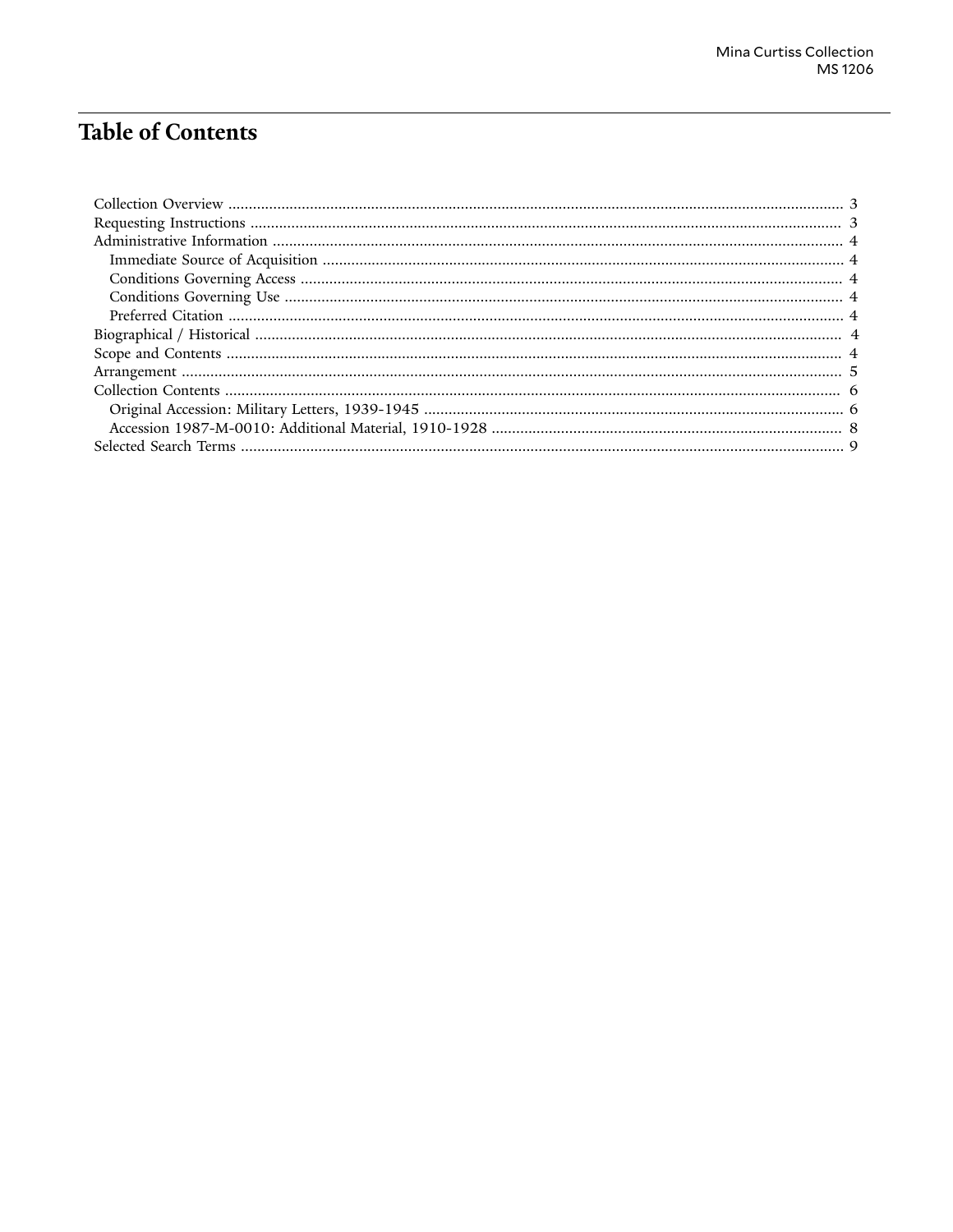# Table of Contents

- Collection Overview ..... 3
- Requesting Instructions ..... 3
- Administrative Information ..... 4
  - Immediate Source of Acquisition ..... 4
  - Conditions Governing Access ..... 4
  - Conditions Governing Use ..... 4
  - Preferred Citation ..... 4
- Biographical / Historical ..... 4
- Scope and Contents ..... 4
- Arrangement ..... 5
- Collection Contents ..... 6
  - Original Accession: Military Letters, 1939-1945 ..... 6
  - Accession 1987-M-0010: Additional Material, 1910-1928 ..... 8
- Selected Search Terms ..... 9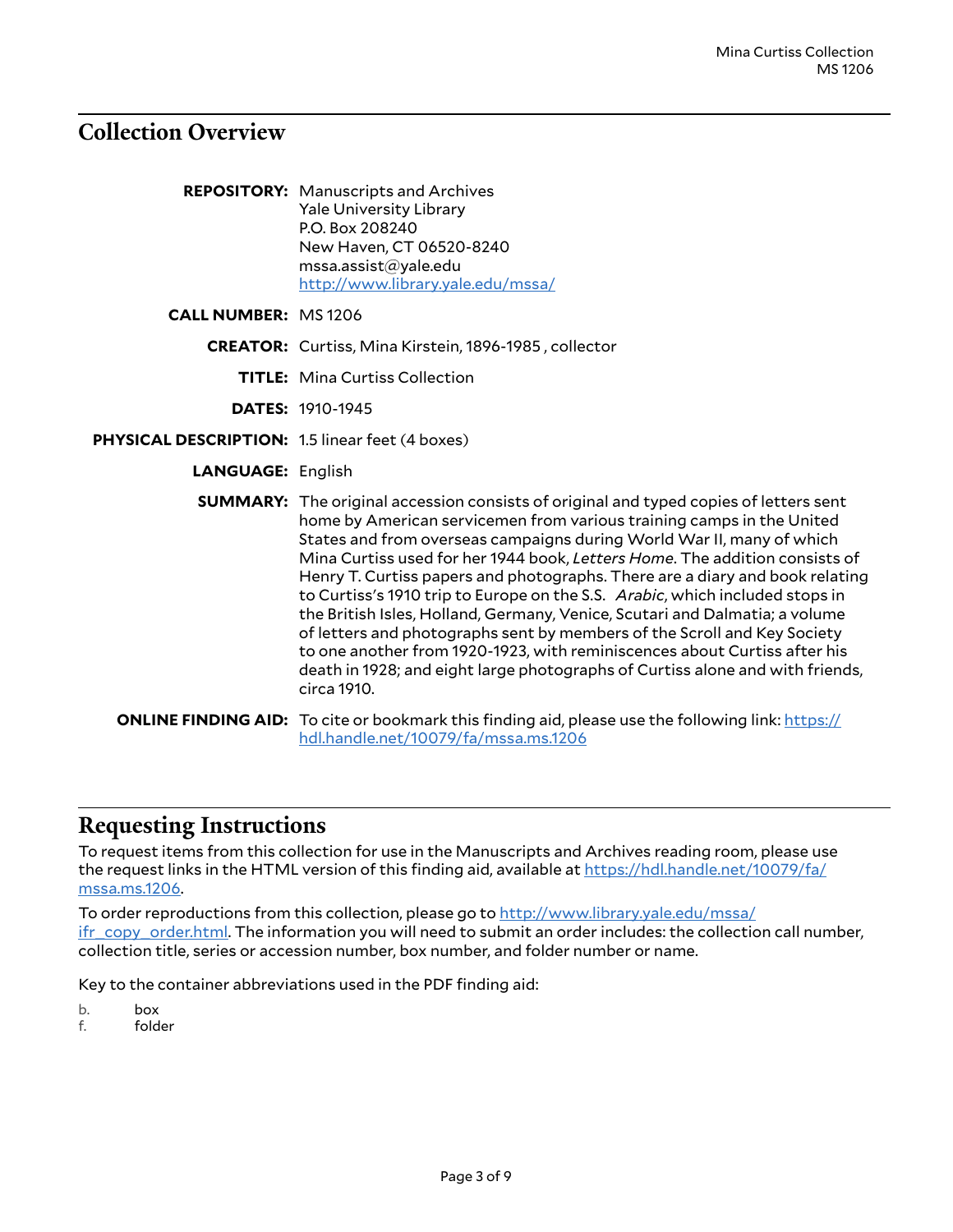## Collection Overview

**REPOSITORY:** Manuscripts and Archives
Yale University Library
P.O. Box 208240
New Haven, CT 06520-8240
mssa.assist@yale.edu
http://www.library.yale.edu/mssa/

**CALL NUMBER:** MS 1206

**CREATOR:** Curtiss, Mina Kirstein, 1896-1985 , collector

**TITLE:** Mina Curtiss Collection

**DATES:** 1910-1945

**PHYSICAL DESCRIPTION:** 1.5 linear feet (4 boxes)

**LANGUAGE:** English

**SUMMARY:** The original accession consists of original and typed copies of letters sent home by American servicemen from various training camps in the United States and from overseas campaigns during World War II, many of which Mina Curtiss used for her 1944 book, *Letters Home*. The addition consists of Henry T. Curtiss papers and photographs. There are a diary and book relating to Curtiss's 1910 trip to Europe on the S.S. *Arabic*, which included stops in the British Isles, Holland, Germany, Venice, Scutari and Dalmatia; a volume of letters and photographs sent by members of the Scroll and Key Society to one another from 1920-1923, with reminiscences about Curtiss after his death in 1928; and eight large photographs of Curtiss alone and with friends, circa 1910.

**ONLINE FINDING AID:** To cite or bookmark this finding aid, please use the following link: https://hdl.handle.net/10079/fa/mssa.ms.1206

## Requesting Instructions

To request items from this collection for use in the Manuscripts and Archives reading room, please use the request links in the HTML version of this finding aid, available at https://hdl.handle.net/10079/fa/mssa.ms.1206.

To order reproductions from this collection, please go to http://www.library.yale.edu/mssa/ifr_copy_order.html. The information you will need to submit an order includes: the collection call number, collection title, series or accession number, box number, and folder number or name.

Key to the container abbreviations used in the PDF finding aid:

b. box
f. folder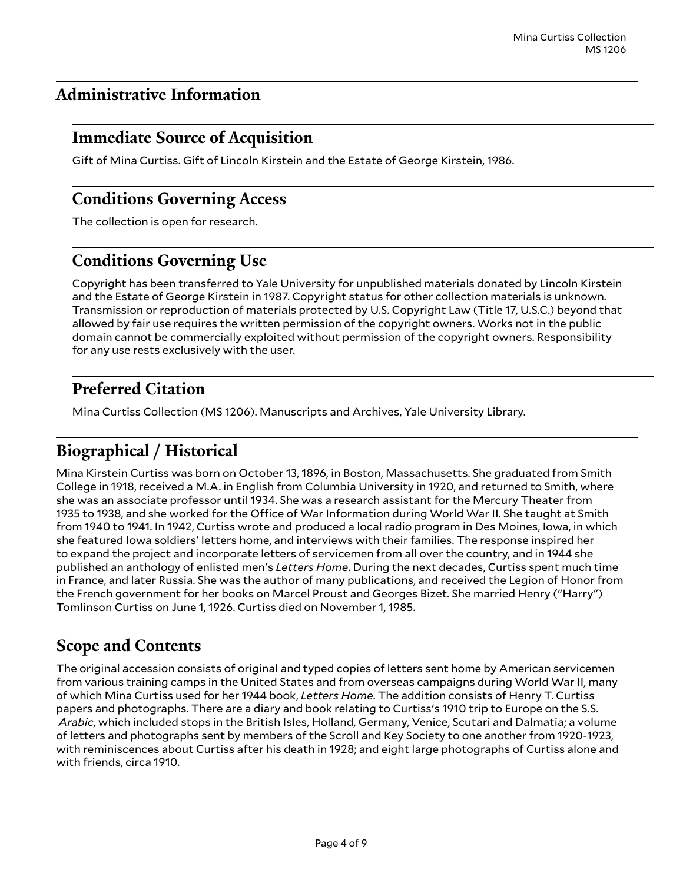## Administrative Information

### Immediate Source of Acquisition

Gift of Mina Curtiss. Gift of Lincoln Kirstein and the Estate of George Kirstein, 1986.

### Conditions Governing Access

The collection is open for research.

### Conditions Governing Use

Copyright has been transferred to Yale University for unpublished materials donated by Lincoln Kirstein and the Estate of George Kirstein in 1987. Copyright status for other collection materials is unknown. Transmission or reproduction of materials protected by U.S. Copyright Law (Title 17, U.S.C.) beyond that allowed by fair use requires the written permission of the copyright owners. Works not in the public domain cannot be commercially exploited without permission of the copyright owners. Responsibility for any use rests exclusively with the user.

### Preferred Citation

Mina Curtiss Collection (MS 1206). Manuscripts and Archives, Yale University Library.

## Biographical / Historical

Mina Kirstein Curtiss was born on October 13, 1896, in Boston, Massachusetts. She graduated from Smith College in 1918, received a M.A. in English from Columbia University in 1920, and returned to Smith, where she was an associate professor until 1934. She was a research assistant for the Mercury Theater from 1935 to 1938, and she worked for the Office of War Information during World War II. She taught at Smith from 1940 to 1941. In 1942, Curtiss wrote and produced a local radio program in Des Moines, Iowa, in which she featured Iowa soldiers' letters home, and interviews with their families. The response inspired her to expand the project and incorporate letters of servicemen from all over the country, and in 1944 she published an anthology of enlisted men's *Letters Home*. During the next decades, Curtiss spent much time in France, and later Russia. She was the author of many publications, and received the Legion of Honor from the French government for her books on Marcel Proust and Georges Bizet. She married Henry ("Harry") Tomlinson Curtiss on June 1, 1926. Curtiss died on November 1, 1985.

## Scope and Contents

The original accession consists of original and typed copies of letters sent home by American servicemen from various training camps in the United States and from overseas campaigns during World War II, many of which Mina Curtiss used for her 1944 book, *Letters Home*. The addition consists of Henry T. Curtiss papers and photographs. There are a diary and book relating to Curtiss's 1910 trip to Europe on the S.S. *Arabic*, which included stops in the British Isles, Holland, Germany, Venice, Scutari and Dalmatia; a volume of letters and photographs sent by members of the Scroll and Key Society to one another from 1920-1923, with reminiscences about Curtiss after his death in 1928; and eight large photographs of Curtiss alone and with friends, circa 1910.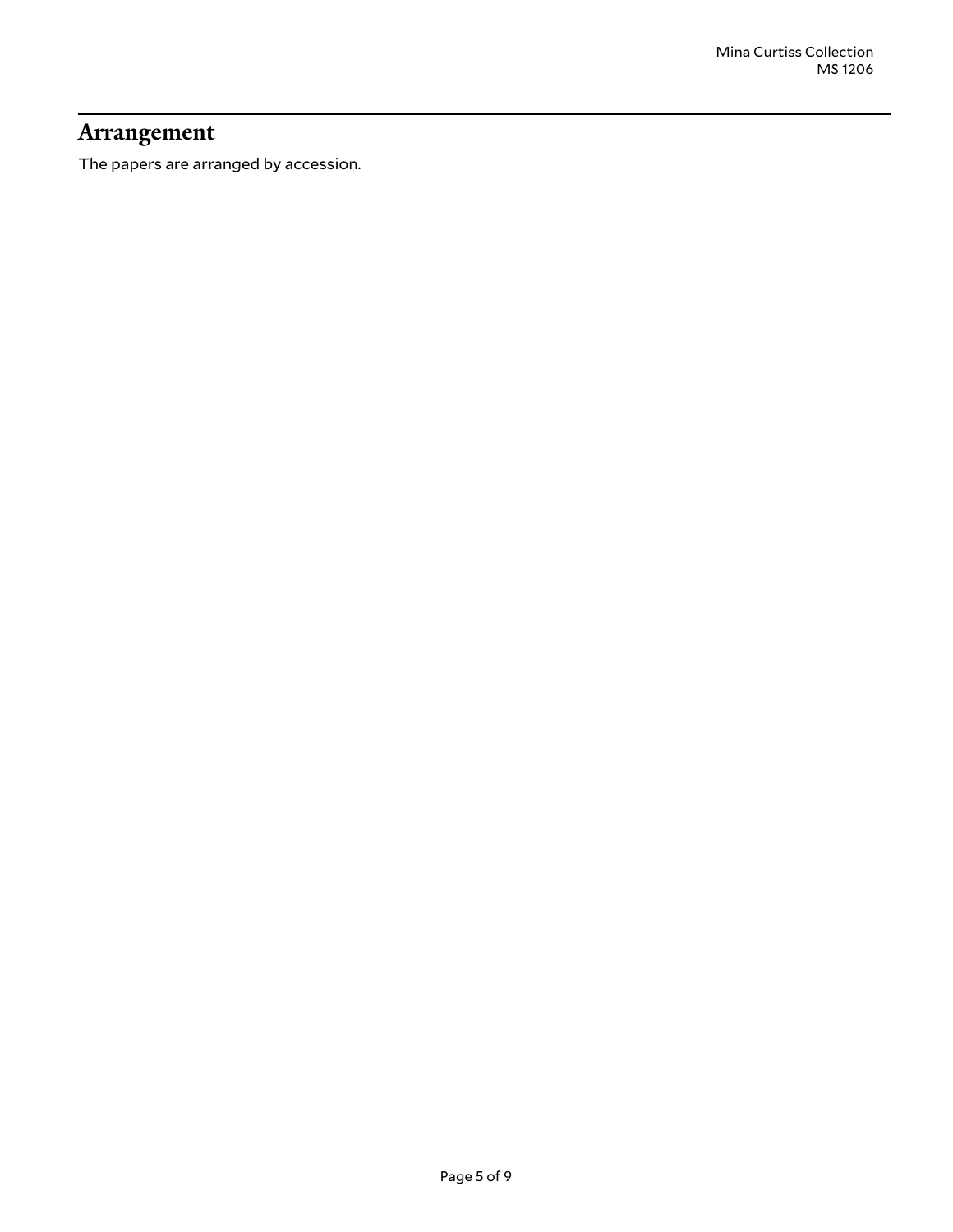## Arrangement

The papers are arranged by accession.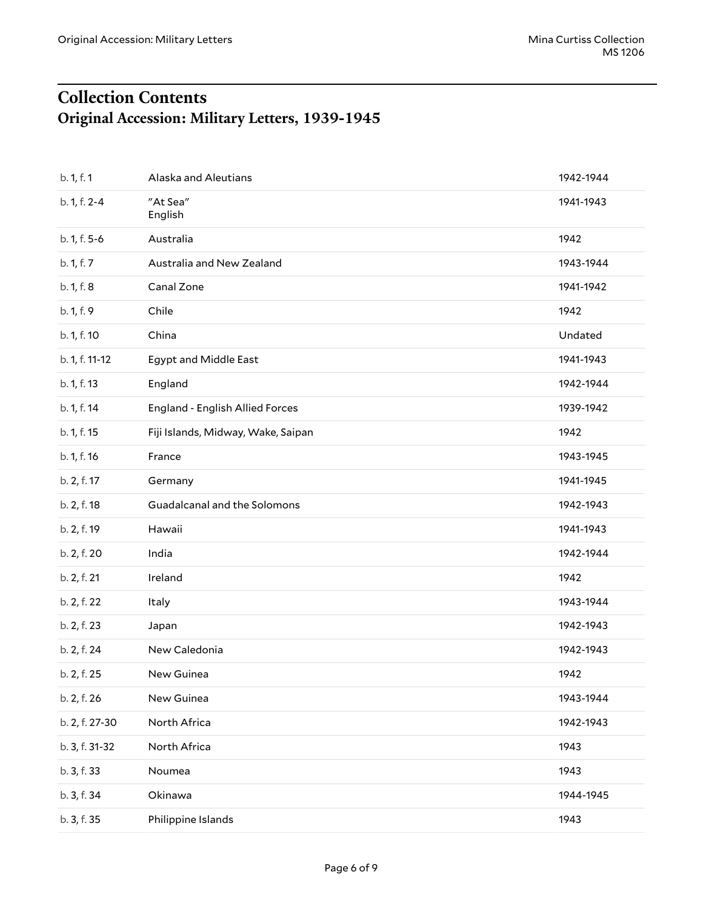# Collection Contents

## Original Accession: Military Letters, 1939-1945

| | | |
|---|---|---|
| b. 1, f. 1 | Alaska and Aleutians | 1942-1944 |
| b. 1, f. 2-4 | "At Sea"<br>English | 1941-1943 |
| b. 1, f. 5-6 | Australia | 1942 |
| b. 1, f. 7 | Australia and New Zealand | 1943-1944 |
| b. 1, f. 8 | Canal Zone | 1941-1942 |
| b. 1, f. 9 | Chile | 1942 |
| b. 1, f. 10 | China | Undated |
| b. 1, f. 11-12 | Egypt and Middle East | 1941-1943 |
| b. 1, f. 13 | England | 1942-1944 |
| b. 1, f. 14 | England - English Allied Forces | 1939-1942 |
| b. 1, f. 15 | Fiji Islands, Midway, Wake, Saipan | 1942 |
| b. 1, f. 16 | France | 1943-1945 |
| b. 2, f. 17 | Germany | 1941-1945 |
| b. 2, f. 18 | Guadalcanal and the Solomons | 1942-1943 |
| b. 2, f. 19 | Hawaii | 1941-1943 |
| b. 2, f. 20 | India | 1942-1944 |
| b. 2, f. 21 | Ireland | 1942 |
| b. 2, f. 22 | Italy | 1943-1944 |
| b. 2, f. 23 | Japan | 1942-1943 |
| b. 2, f. 24 | New Caledonia | 1942-1943 |
| b. 2, f. 25 | New Guinea | 1942 |
| b. 2, f. 26 | New Guinea | 1943-1944 |
| b. 2, f. 27-30 | North Africa | 1942-1943 |
| b. 3, f. 31-32 | North Africa | 1943 |
| b. 3, f. 33 | Noumea | 1943 |
| b. 3, f. 34 | Okinawa | 1944-1945 |
| b. 3, f. 35 | Philippine Islands | 1943 |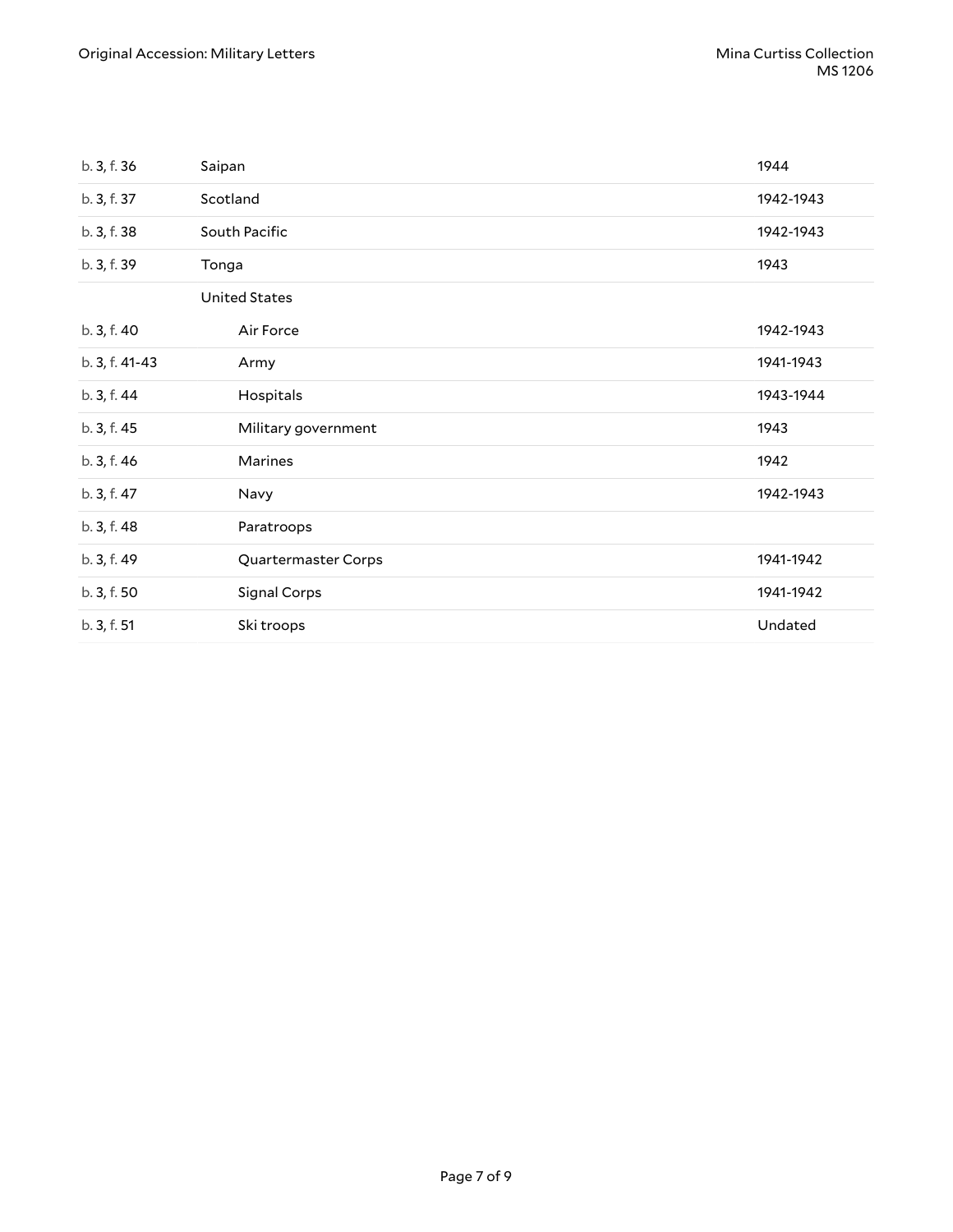| | | |
|---|---|---|
| b. 3, f. 36 | Saipan | 1944 |
| b. 3, f. 37 | Scotland | 1942-1943 |
| b. 3, f. 38 | South Pacific | 1942-1943 |
| b. 3, f. 39 | Tonga | 1943 |
| | United States | |
| b. 3, f. 40 | Air Force | 1942-1943 |
| b. 3, f. 41-43 | Army | 1941-1943 |
| b. 3, f. 44 | Hospitals | 1943-1944 |
| b. 3, f. 45 | Military government | 1943 |
| b. 3, f. 46 | Marines | 1942 |
| b. 3, f. 47 | Navy | 1942-1943 |
| b. 3, f. 48 | Paratroops | |
| b. 3, f. 49 | Quartermaster Corps | 1941-1942 |
| b. 3, f. 50 | Signal Corps | 1941-1942 |
| b. 3, f. 51 | Ski troops | Undated |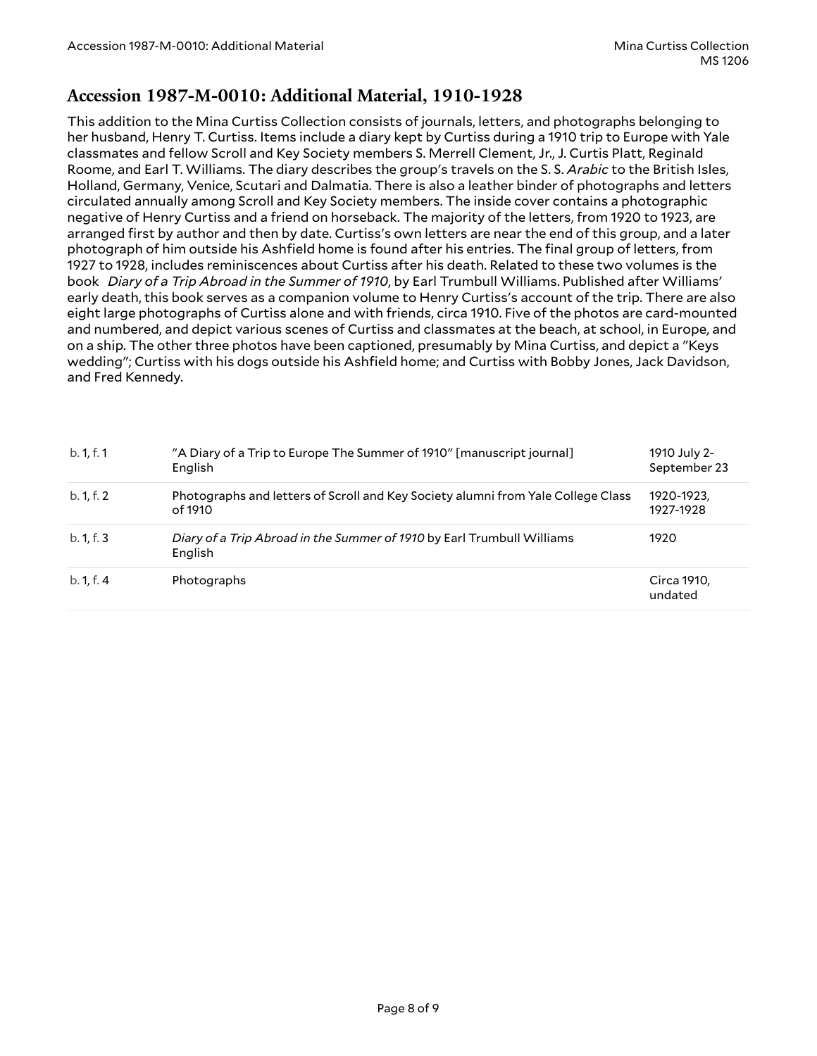## Accession 1987-M-0010: Additional Material, 1910-1928

This addition to the Mina Curtiss Collection consists of journals, letters, and photographs belonging to her husband, Henry T. Curtiss. Items include a diary kept by Curtiss during a 1910 trip to Europe with Yale classmates and fellow Scroll and Key Society members S. Merrell Clement, Jr., J. Curtis Platt, Reginald Roome, and Earl T. Williams. The diary describes the group's travels on the S. S. *Arabic* to the British Isles, Holland, Germany, Venice, Scutari and Dalmatia. There is also a leather binder of photographs and letters circulated annually among Scroll and Key Society members. The inside cover contains a photographic negative of Henry Curtiss and a friend on horseback. The majority of the letters, from 1920 to 1923, are arranged first by author and then by date. Curtiss's own letters are near the end of this group, and a later photograph of him outside his Ashfield home is found after his entries. The final group of letters, from 1927 to 1928, includes reminiscences about Curtiss after his death. Related to these two volumes is the book *Diary of a Trip Abroad in the Summer of 1910*, by Earl Trumbull Williams. Published after Williams' early death, this book serves as a companion volume to Henry Curtiss's account of the trip. There are also eight large photographs of Curtiss alone and with friends, circa 1910. Five of the photos are card-mounted and numbered, and depict various scenes of Curtiss and classmates at the beach, at school, in Europe, and on a ship. The other three photos have been captioned, presumably by Mina Curtiss, and depict a "Keys wedding"; Curtiss with his dogs outside his Ashfield home; and Curtiss with Bobby Jones, Jack Davidson, and Fred Kennedy.

| | | |
|---|---|---|
| b. 1, f. 1 | "A Diary of a Trip to Europe The Summer of 1910" [manuscript journal] English | 1910 July 2-September 23 |
| b. 1, f. 2 | Photographs and letters of Scroll and Key Society alumni from Yale College Class of 1910 | 1920-1923, 1927-1928 |
| b. 1, f. 3 | *Diary of a Trip Abroad in the Summer of 1910* by Earl Trumbull Williams English | 1920 |
| b. 1, f. 4 | Photographs | Circa 1910, undated |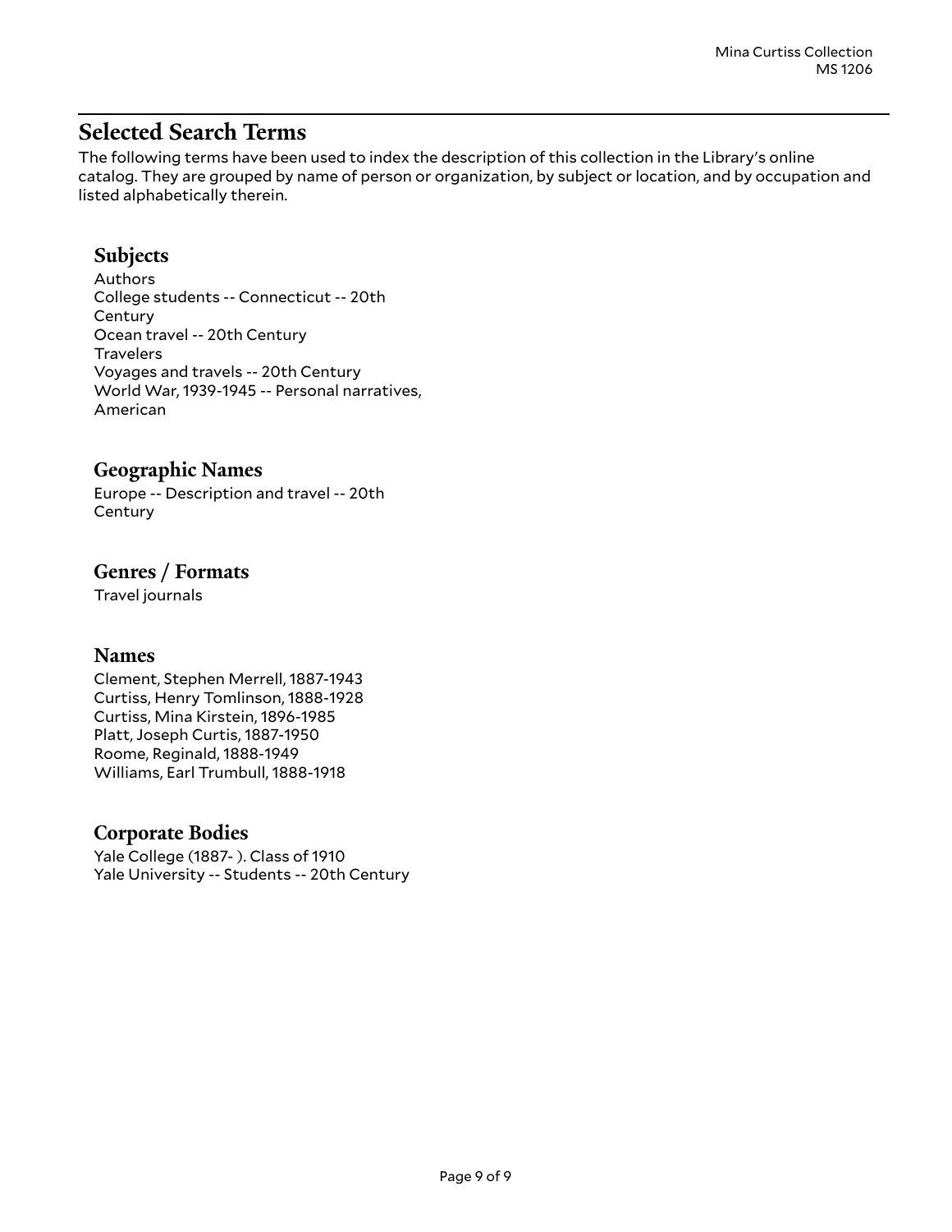## Selected Search Terms

The following terms have been used to index the description of this collection in the Library's online catalog. They are grouped by name of person or organization, by subject or location, and by occupation and listed alphabetically therein.

### Subjects

Authors
College students -- Connecticut -- 20th Century
Ocean travel -- 20th Century
Travelers
Voyages and travels -- 20th Century
World War, 1939-1945 -- Personal narratives, American

### Geographic Names

Europe -- Description and travel -- 20th Century

### Genres / Formats

Travel journals

### Names

Clement, Stephen Merrell, 1887-1943
Curtiss, Henry Tomlinson, 1888-1928
Curtiss, Mina Kirstein, 1896-1985
Platt, Joseph Curtis, 1887-1950
Roome, Reginald, 1888-1949
Williams, Earl Trumbull, 1888-1918

### Corporate Bodies

Yale College (1887- ). Class of 1910
Yale University -- Students -- 20th Century